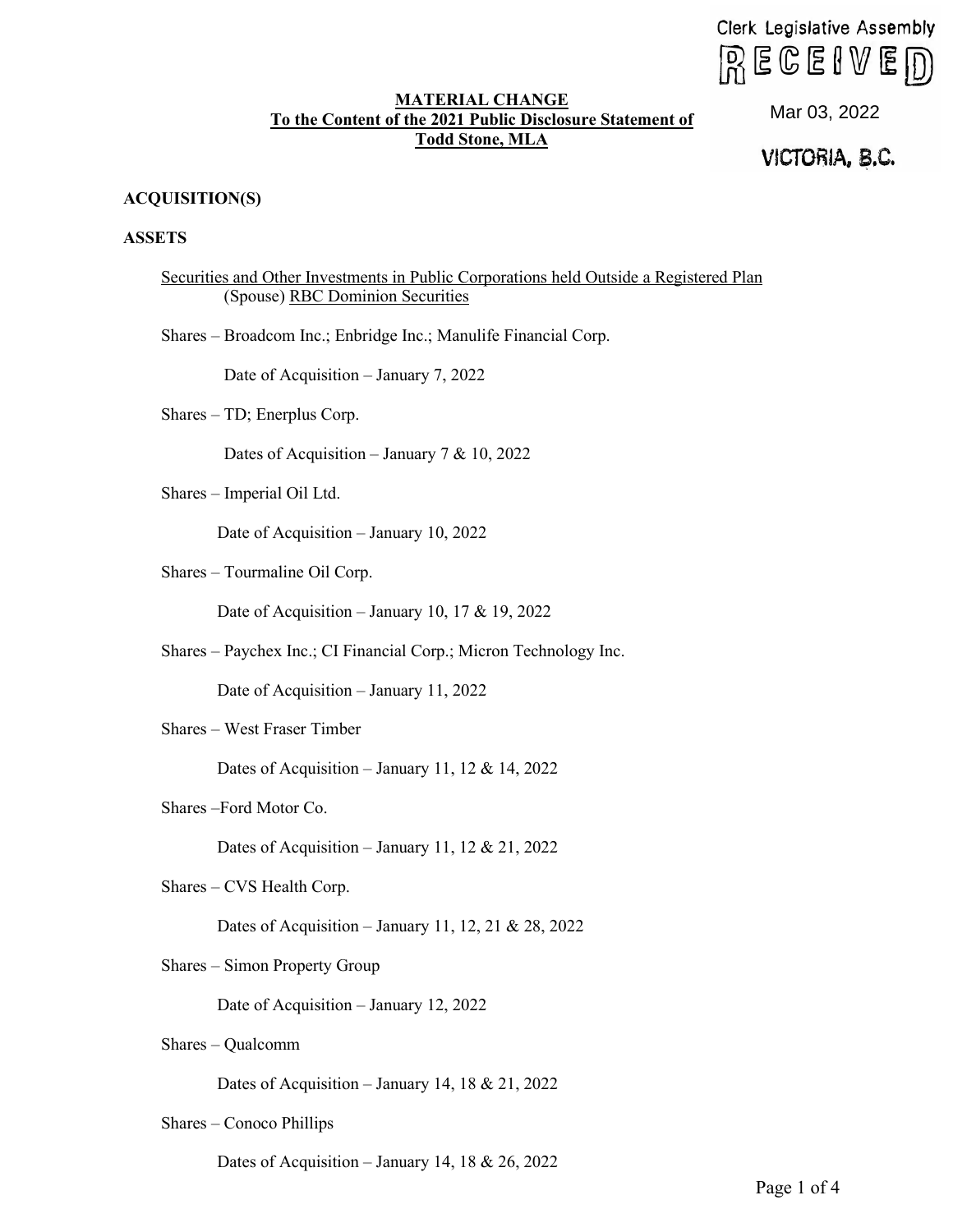Clerk Legislative Assembly
RECEIVED
Mar 03, 2022
VICTORIA, B.C.

**MATERIAL CHANGE**
**To the Content of the 2021 Public Disclosure Statement of**
**Todd Stone, MLA**

**ACQUISITION(S)**

**ASSETS**

Securities and Other Investments in Public Corporations held Outside a Registered Plan
(Spouse) RBC Dominion Securities

Shares – Broadcom Inc.; Enbridge Inc.; Manulife Financial Corp.

Date of Acquisition – January 7, 2022

Shares – TD; Enerplus Corp.

Dates of Acquisition – January 7 & 10, 2022

Shares – Imperial Oil Ltd.

Date of Acquisition – January 10, 2022

Shares – Tourmaline Oil Corp.

Date of Acquisition – January 10, 17 & 19, 2022

Shares – Paychex Inc.; CI Financial Corp.; Micron Technology Inc.

Date of Acquisition – January 11, 2022

Shares – West Fraser Timber

Dates of Acquisition – January 11, 12 & 14, 2022

Shares –Ford Motor Co.

Dates of Acquisition – January 11, 12 & 21, 2022

Shares – CVS Health Corp.

Dates of Acquisition – January 11, 12, 21 & 28, 2022

Shares – Simon Property Group

Date of Acquisition – January 12, 2022

Shares – Qualcomm

Dates of Acquisition – January 14, 18 & 21, 2022

Shares – Conoco Phillips

Dates of Acquisition – January 14, 18 & 26, 2022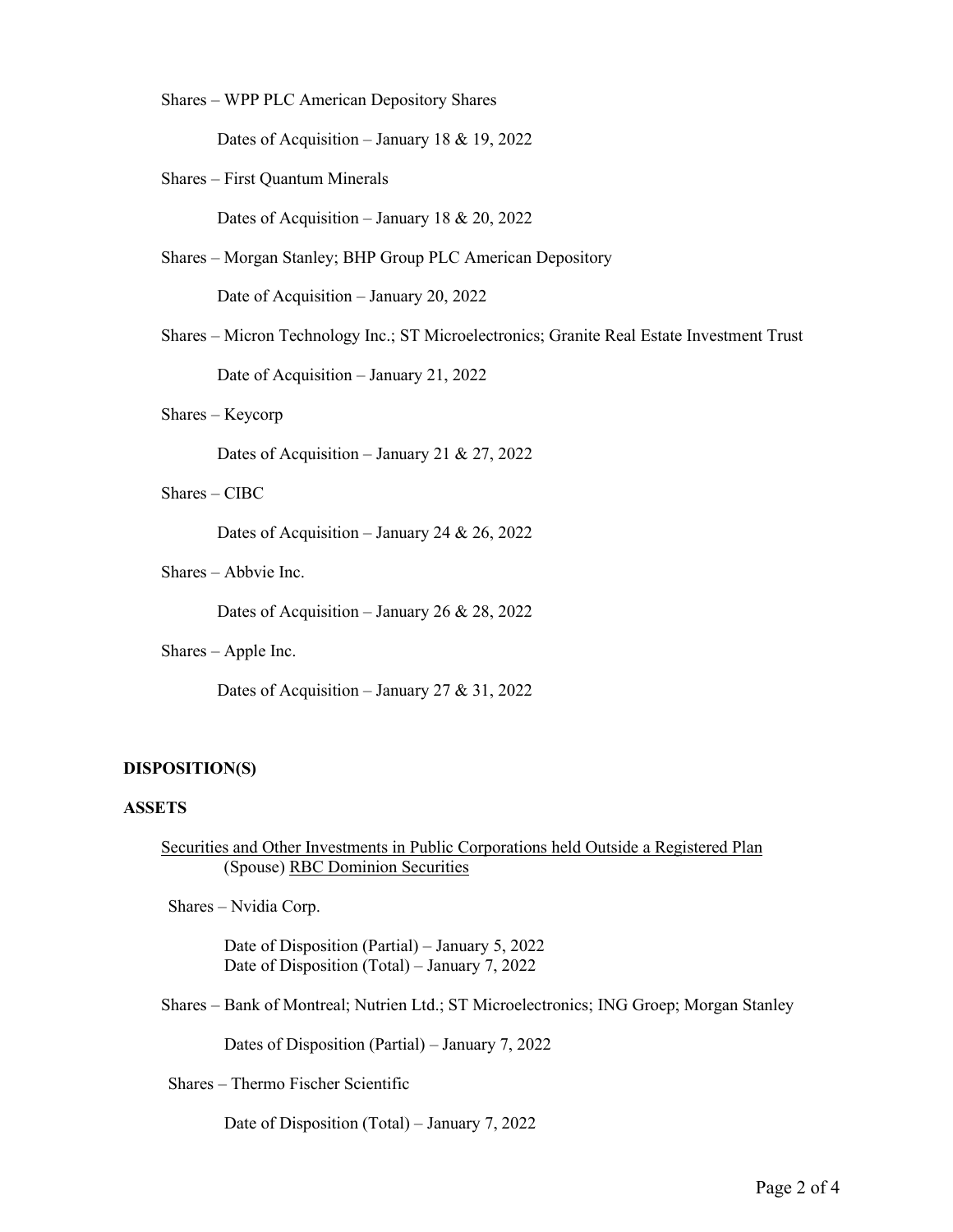Shares – WPP PLC American Depository Shares

Dates of Acquisition – January 18 & 19, 2022

Shares – First Quantum Minerals

Dates of Acquisition – January 18 & 20, 2022

Shares – Morgan Stanley; BHP Group PLC American Depository

Date of Acquisition – January 20, 2022

Shares – Micron Technology Inc.; ST Microelectronics; Granite Real Estate Investment Trust

Date of Acquisition – January 21, 2022

Shares – Keycorp

Dates of Acquisition – January 21 & 27, 2022

Shares – CIBC

Dates of Acquisition – January 24 & 26, 2022

Shares – Abbvie Inc.

Dates of Acquisition – January 26 & 28, 2022

Shares – Apple Inc.

Dates of Acquisition – January 27 & 31, 2022

**DISPOSITION(S)**

**ASSETS**

Securities and Other Investments in Public Corporations held Outside a Registered Plan (Spouse) RBC Dominion Securities

Shares – Nvidia Corp.

Date of Disposition (Partial) – January 5, 2022
Date of Disposition (Total) – January 7, 2022

Shares – Bank of Montreal; Nutrien Ltd.; ST Microelectronics; ING Groep; Morgan Stanley

Dates of Disposition (Partial) – January 7, 2022

Shares – Thermo Fischer Scientific

Date of Disposition (Total) – January 7, 2022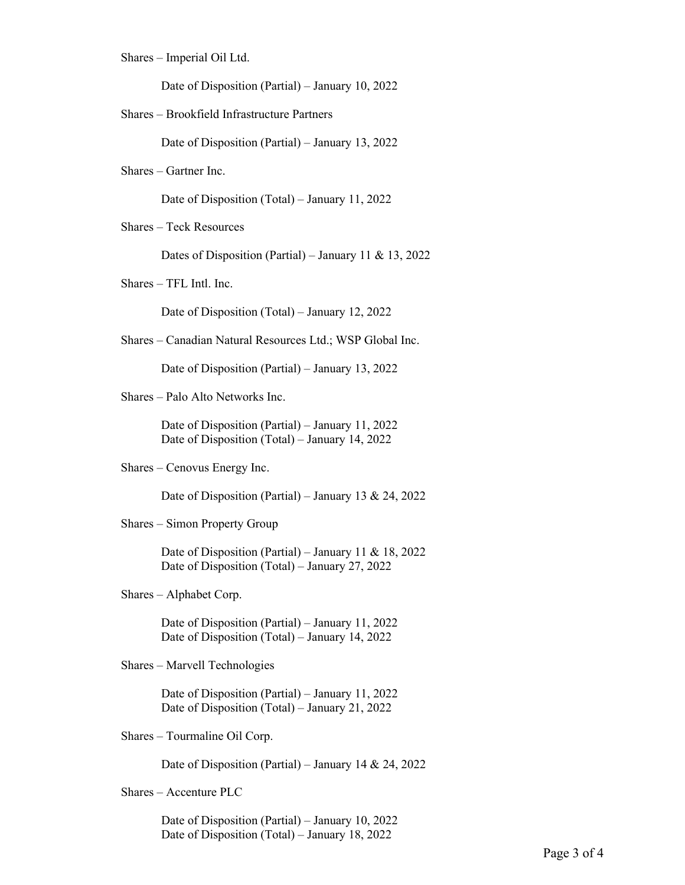Shares – Imperial Oil Ltd.

Date of Disposition (Partial) – January 10, 2022

Shares – Brookfield Infrastructure Partners

Date of Disposition (Partial) – January 13, 2022

Shares – Gartner Inc.

Date of Disposition (Total) – January 11, 2022

Shares – Teck Resources

Dates of Disposition (Partial) – January 11 & 13, 2022

Shares – TFL Intl. Inc.

Date of Disposition (Total) – January 12, 2022

Shares – Canadian Natural Resources Ltd.; WSP Global Inc.

Date of Disposition (Partial) – January 13, 2022

Shares – Palo Alto Networks Inc.

Date of Disposition (Partial) – January 11, 2022
Date of Disposition (Total) – January 14, 2022

Shares – Cenovus Energy Inc.

Date of Disposition (Partial) – January 13 & 24, 2022

Shares – Simon Property Group

Date of Disposition (Partial) – January 11 & 18, 2022
Date of Disposition (Total) – January 27, 2022

Shares – Alphabet Corp.

Date of Disposition (Partial) – January 11, 2022
Date of Disposition (Total) – January 14, 2022

Shares – Marvell Technologies

Date of Disposition (Partial) – January 11, 2022
Date of Disposition (Total) – January 21, 2022

Shares – Tourmaline Oil Corp.

Date of Disposition (Partial) – January 14 & 24, 2022

Shares – Accenture PLC

Date of Disposition (Partial) – January 10, 2022
Date of Disposition (Total) – January 18, 2022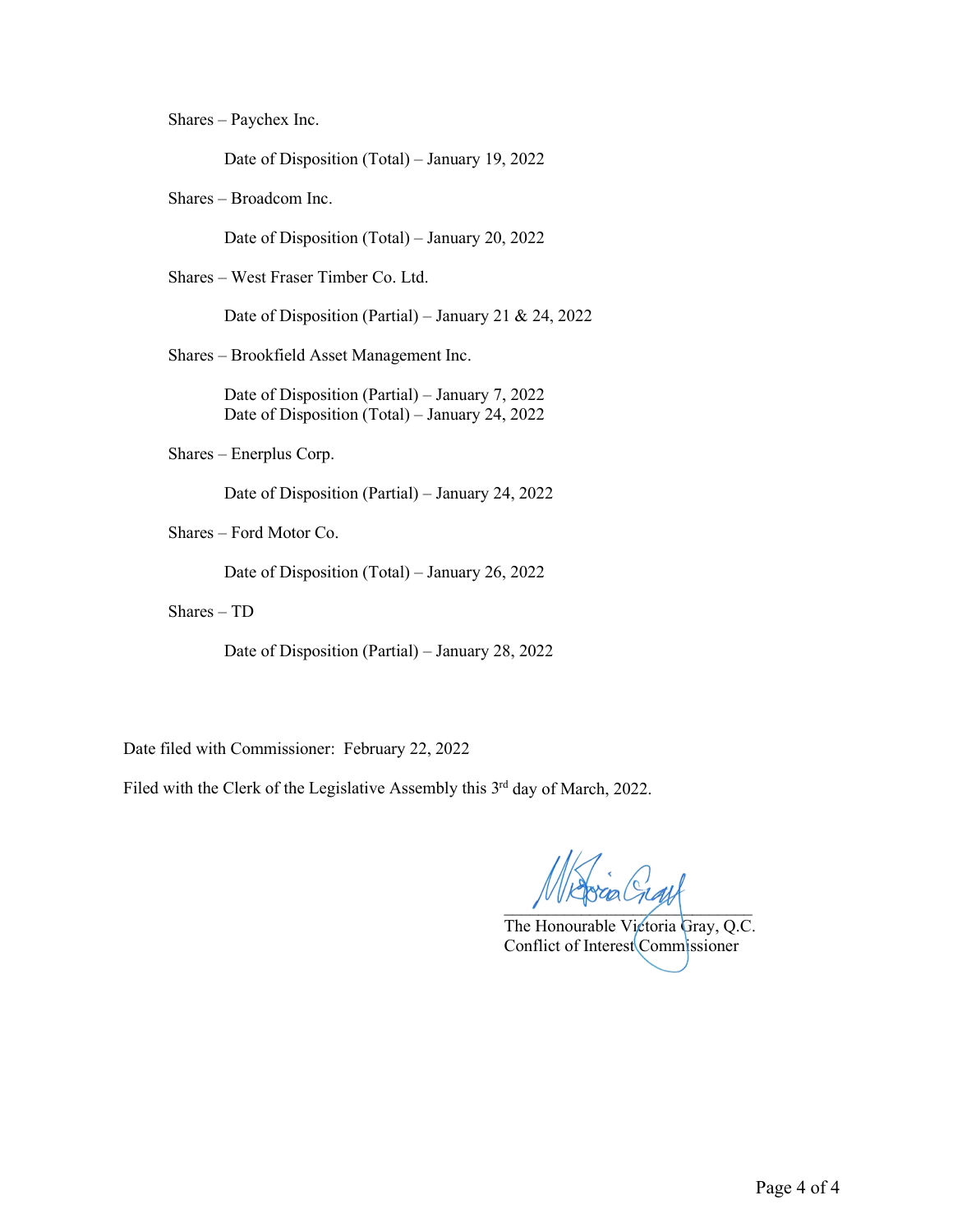Shares – Paychex Inc.

Date of Disposition (Total) – January 19, 2022

Shares – Broadcom Inc.

Date of Disposition (Total) – January 20, 2022

Shares – West Fraser Timber Co. Ltd.

Date of Disposition (Partial) – January 21 & 24, 2022

Shares – Brookfield Asset Management Inc.

Date of Disposition (Partial) – January 7, 2022
Date of Disposition (Total) – January 24, 2022

Shares – Enerplus Corp.

Date of Disposition (Partial) – January 24, 2022

Shares – Ford Motor Co.

Date of Disposition (Total) – January 26, 2022

Shares – TD

Date of Disposition (Partial) – January 28, 2022

Date filed with Commissioner: February 22, 2022

Filed with the Clerk of the Legislative Assembly this 3rd day of March, 2022.

The Honourable Victoria Gray, Q.C.
Conflict of Interest Commissioner